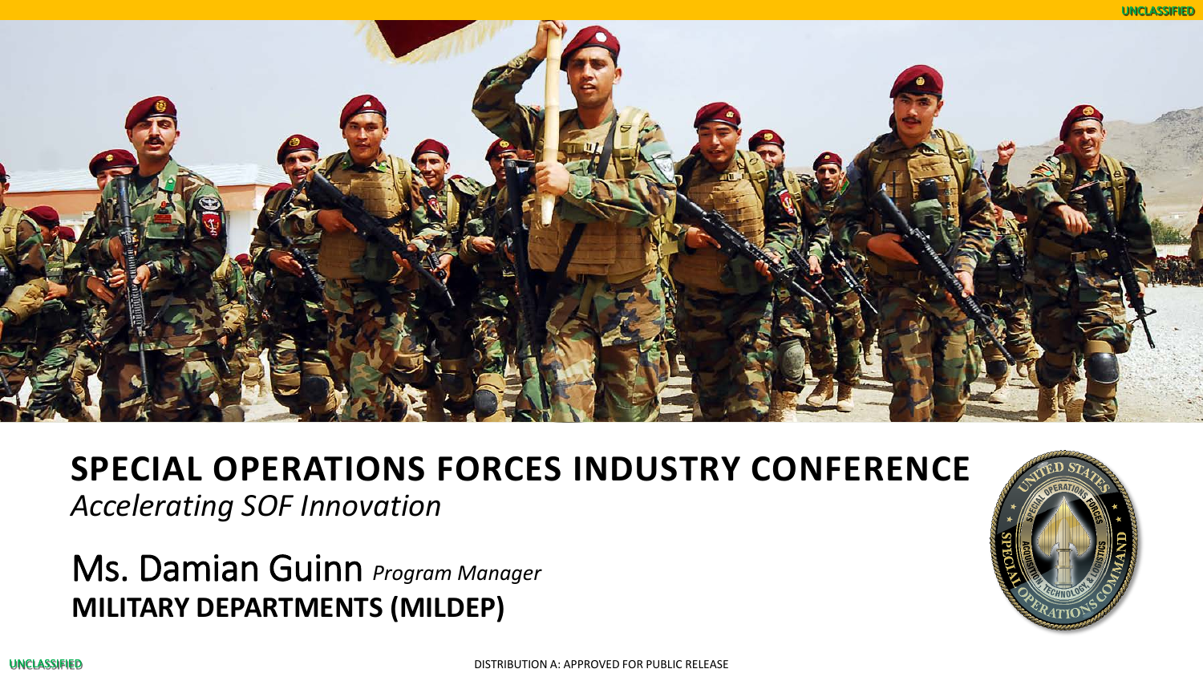UNCLASSIFIED

# SPECIAL OPERATIONS FORCES INDUSTRY CONFERENCE

*Accelerating SOF Innovation*

## Ms. Damian Guinn *Program Manager*

**MILITARY DEPARTMENTS (MILDEP)**

UNCLASSIFIED

DISTRIBUTION A: APPROVED FOR PUBLIC RELEASE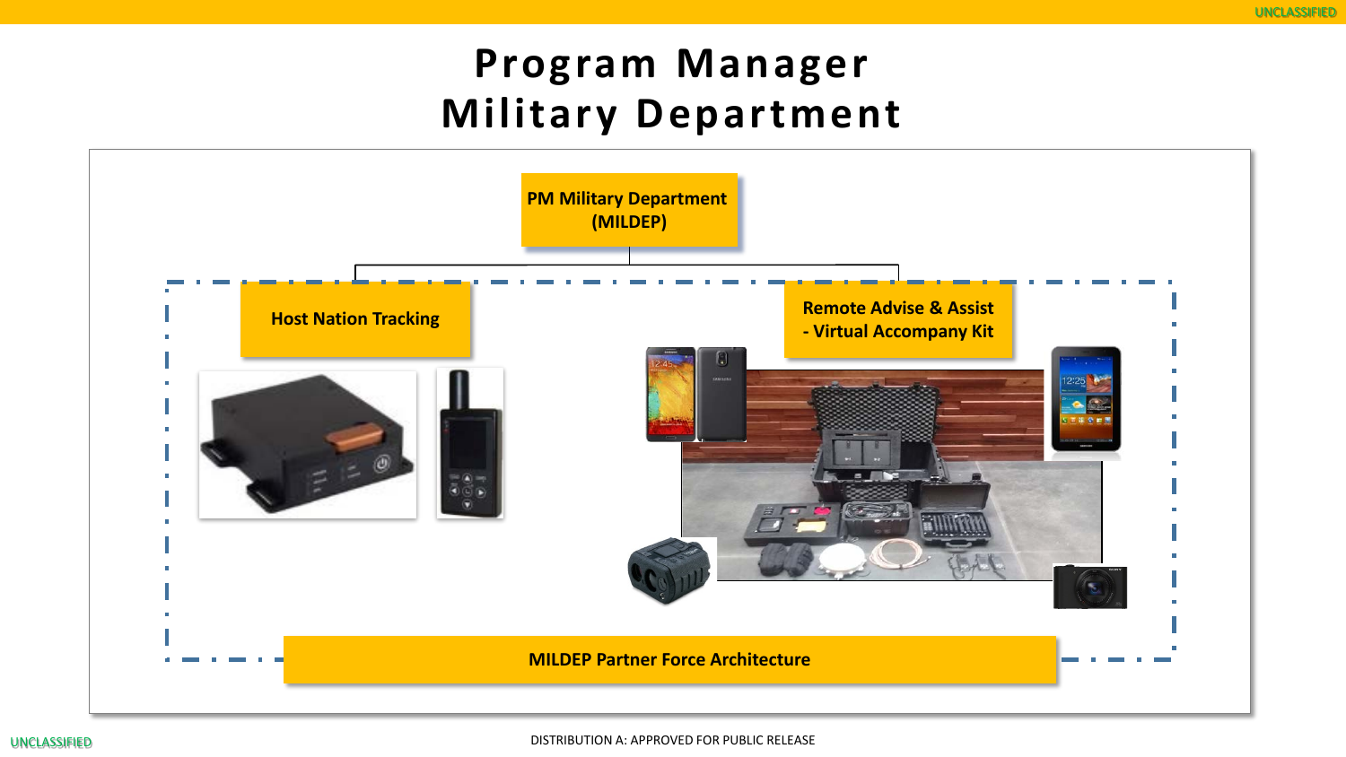# Program Manager Military Department

PM Military Department (MILDEP)

- Host Nation Tracking
- Remote Advise & Assist - Virtual Accompany Kit

MILDEP Partner Force Architecture

DISTRIBUTION A: APPROVED FOR PUBLIC RELEASE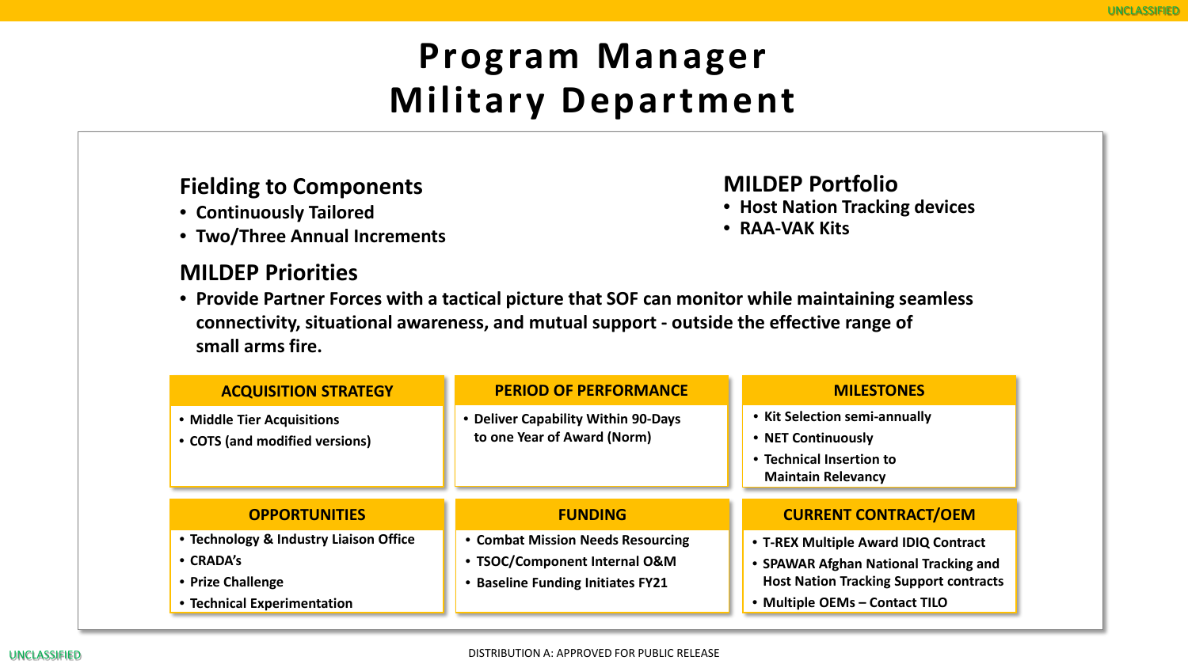# Program Manager Military Department

## Fielding to Components

- Continuously Tailored
- Two/Three Annual Increments

## MILDEP Portfolio

- Host Nation Tracking devices
- RAA-VAK Kits

## MILDEP Priorities

- Provide Partner Forces with a tactical picture that SOF can monitor while maintaining seamless connectivity, situational awareness, and mutual support - outside the effective range of small arms fire.

### ACQUISITION STRATEGY

- Middle Tier Acquisitions
- COTS (and modified versions)

### PERIOD OF PERFORMANCE

- Deliver Capability Within 90-Days to one Year of Award (Norm)

### MILESTONES

- Kit Selection semi-annually
- NET Continuously
- Technical Insertion to Maintain Relevancy

### OPPORTUNITIES

- Technology & Industry Liaison Office
- CRADA's
- Prize Challenge
- Technical Experimentation

### FUNDING

- Combat Mission Needs Resourcing
- TSOC/Component Internal O&M
- Baseline Funding Initiates FY21

### CURRENT CONTRACT/OEM

- T-REX Multiple Award IDIQ Contract
- SPAWAR Afghan National Tracking and Host Nation Tracking Support contracts
- Multiple OEMs – Contact TILO

DISTRIBUTION A: APPROVED FOR PUBLIC RELEASE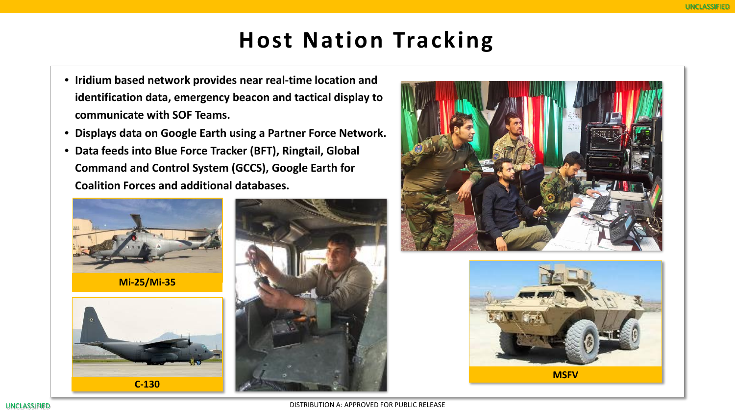# Host Nation Tracking

- Iridium based network provides near real-time location and identification data, emergency beacon and tactical display to communicate with SOF Teams.
- Displays data on Google Earth using a Partner Force Network.
- Data feeds into Blue Force Tracker (BFT), Ringtail, Global Command and Control System (GCCS), Google Earth for Coalition Forces and additional databases.

Mi-25/Mi-35

C-130

MSFV

DISTRIBUTION A: APPROVED FOR PUBLIC RELEASE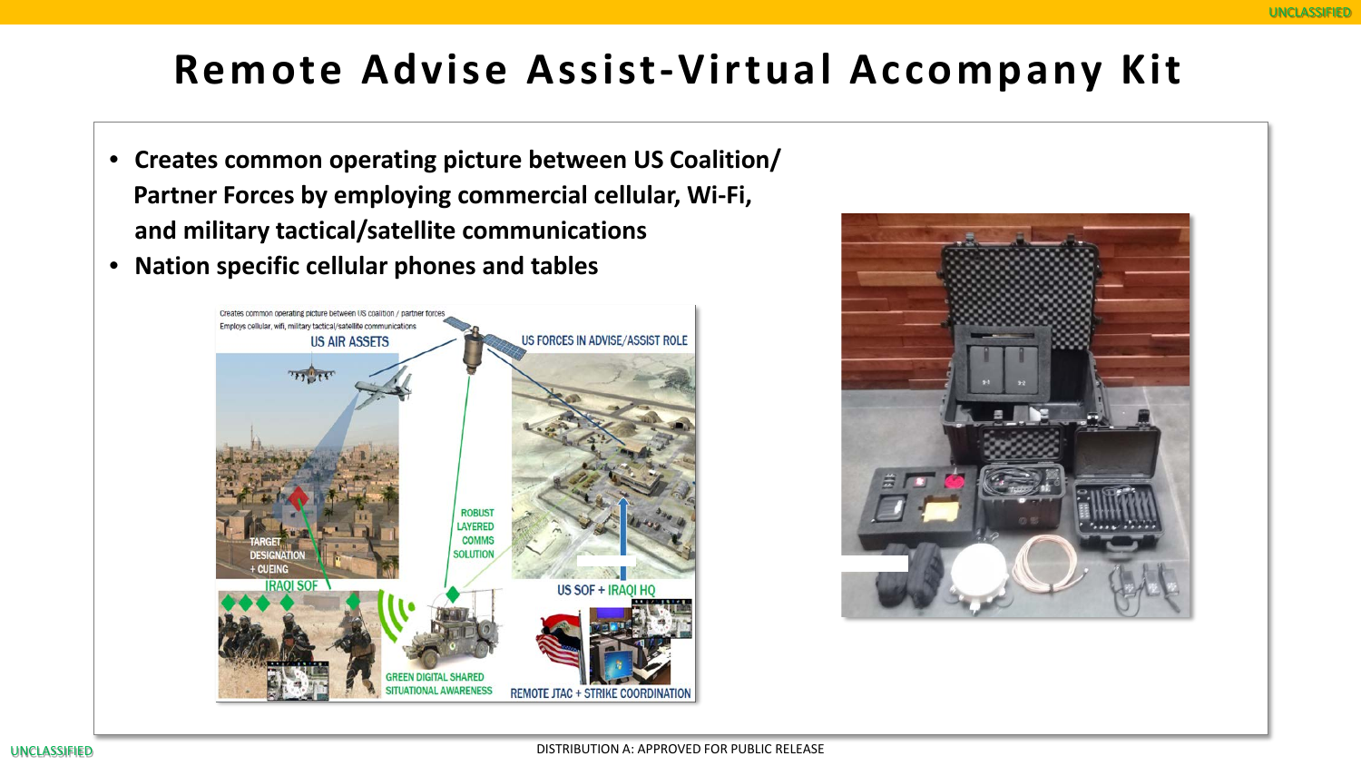# Remote Advise Assist-Virtual Accompany Kit

- **Creates common operating picture between US Coalition/ Partner Forces by employing commercial cellular, Wi-Fi, and military tactical/satellite communications**
- **Nation specific cellular phones and tables**

DISTRIBUTION A: APPROVED FOR PUBLIC RELEASE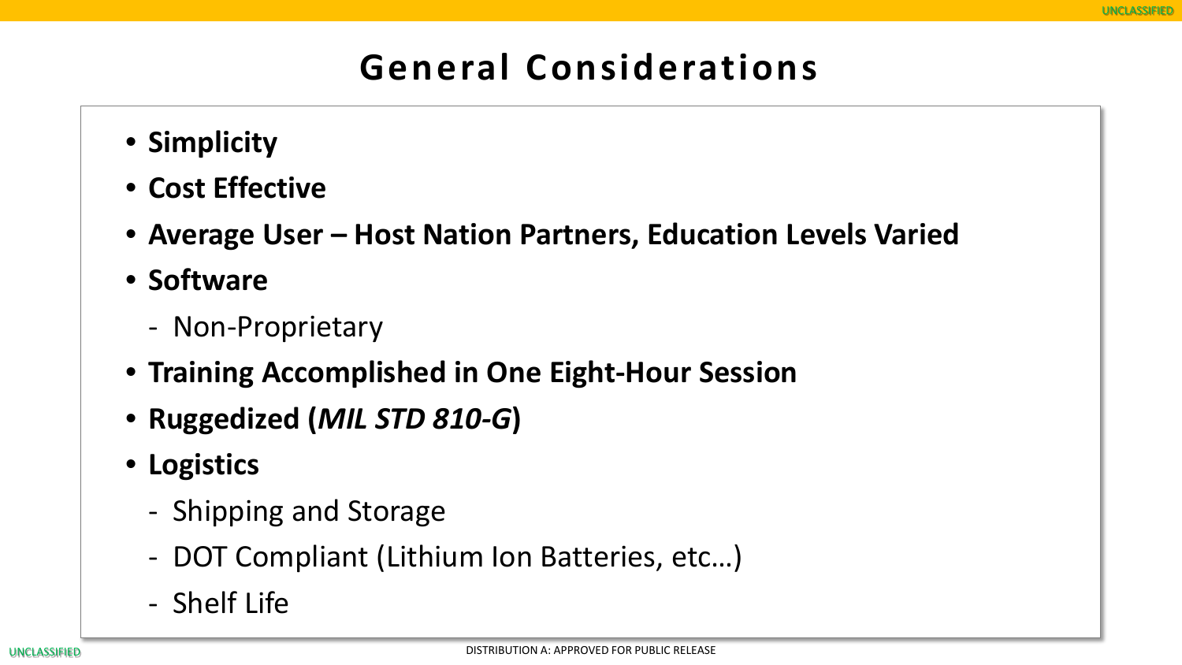# General Considerations

- **Simplicity**
- **Cost Effective**
- **Average User – Host Nation Partners, Education Levels Varied**
- **Software**
  - Non-Proprietary
- **Training Accomplished in One Eight-Hour Session**
- **Ruggedized (*MIL STD 810-G*)**
- **Logistics**
  - Shipping and Storage
  - DOT Compliant (Lithium Ion Batteries, etc…)
  - Shelf Life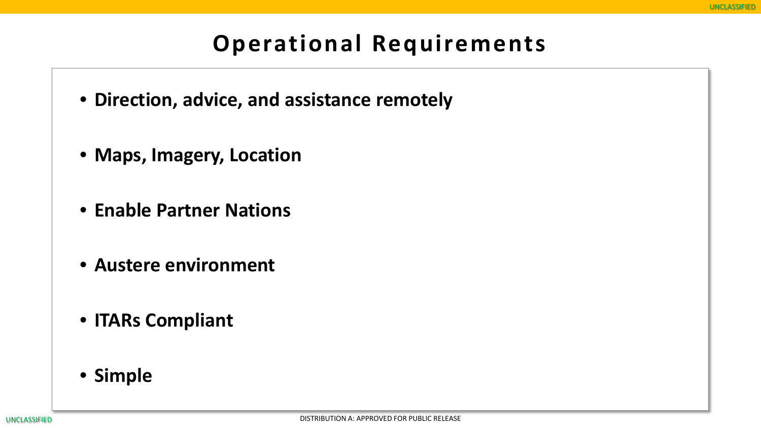# Operational Requirements

- **Direction, advice, and assistance remotely**
- **Maps, Imagery, Location**
- **Enable Partner Nations**
- **Austere environment**
- **ITARs Compliant**
- **Simple**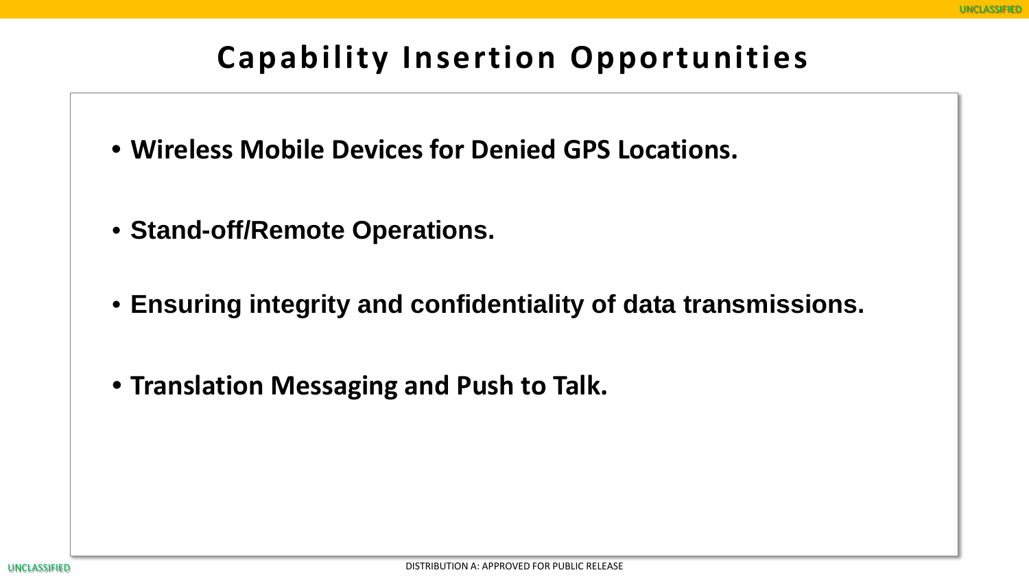# Capability Insertion Opportunities

- **Wireless Mobile Devices for Denied GPS Locations.**
- **Stand-off/Remote Operations.**
- **Ensuring integrity and confidentiality of data transmissions.**
- **Translation Messaging and Push to Talk.**